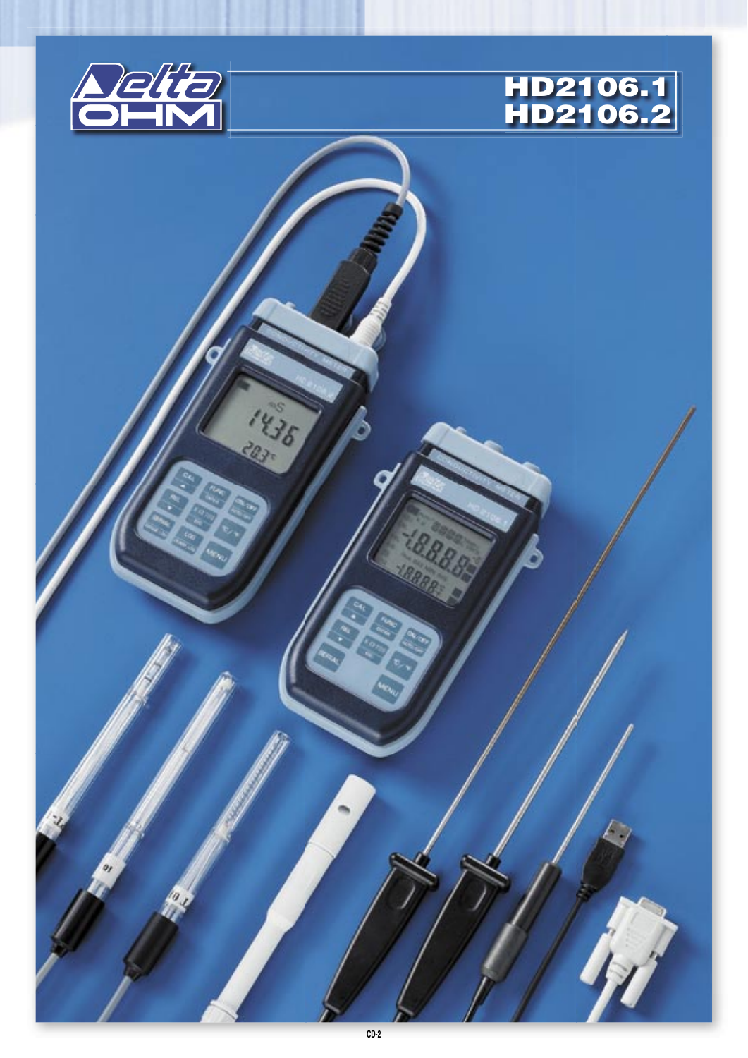# HD2106.1
# HD2106.2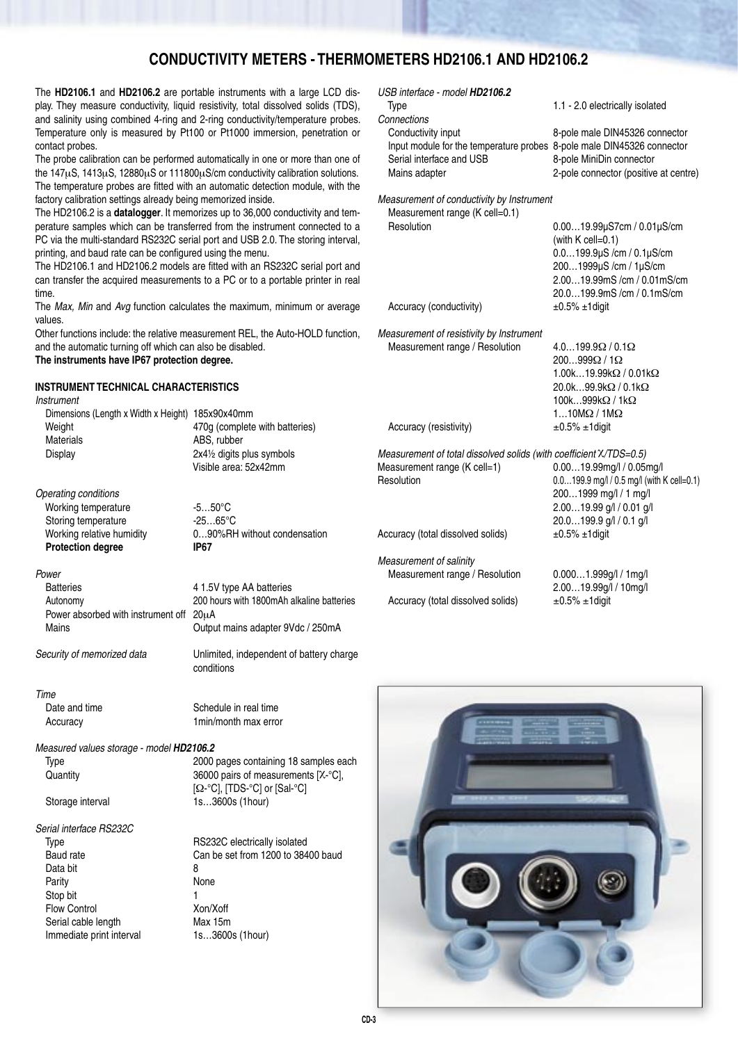# CONDUCTIVITY METERS - THERMOMETERS HD2106.1 AND HD2106.2

The **HD2106.1** and **HD2106.2** are portable instruments with a large LCD display. They measure conductivity, liquid resistivity, total dissolved solids (TDS), and salinity using combined 4-ring and 2-ring conductivity/temperature probes. Temperature only is measured by Pt100 or Pt1000 immersion, penetration or contact probes.

The probe calibration can be performed automatically in one or more than one of the 147µS, 1413µS, 12880µS or 111800µS/cm conductivity calibration solutions.

The temperature probes are fitted with an automatic detection module, with the factory calibration settings already being memorized inside.

The HD2106.2 is a **datalogger**. It memorizes up to 36,000 conductivity and temperature samples which can be transferred from the instrument connected to a PC via the multi-standard RS232C serial port and USB 2.0. The storing interval, printing, and baud rate can be configured using the menu.

The HD2106.1 and HD2106.2 models are fitted with an RS232C serial port and can transfer the acquired measurements to a PC or to a portable printer in real time.

The *Max, Min* and *Avg* function calculates the maximum, minimum or average values.

Other functions include: the relative measurement REL, the Auto-HOLD function, and the automatic turning off which can also be disabled.

**The instruments have IP67 protection degree.**

## INSTRUMENT TECHNICAL CHARACTERISTICS

*Instrument*

| | |
|---|---|
| Dimensions (Length x Width x Height) | 185x90x40mm |
| Weight | 470g (complete with batteries) |
| Materials | ABS, rubber |
| Display | 2x4½ digits plus symbols<br>Visible area: 52x42mm |

*Operating conditions*

| | |
|---|---|
| Working temperature | -5…50°C |
| Storing temperature | -25…65°C |
| Working relative humidity | 0…90%RH without condensation |
| **Protection degree** | **IP67** |

*Power*

| | |
|---|---|
| Batteries | 4 1.5V type AA batteries |
| Autonomy | 200 hours with 1800mAh alkaline batteries |
| Power absorbed with instrument off | 20µA |
| Mains | Output mains adapter 9Vdc / 250mA |

| | |
|---|---|
| *Security of memorized data* | Unlimited, independent of battery charge conditions |

*Time*

| | |
|---|---|
| Date and time | Schedule in real time |
| Accuracy | 1min/month max error |

*Measured values storage - model **HD2106.2***

| | |
|---|---|
| Type | 2000 pages containing 18 samples each |
| Quantity | 36000 pairs of measurements [χ-°C], [Ω-°C], [TDS-°C] or [Sal-°C] |
| Storage interval | 1s…3600s (1hour) |

*Serial interface RS232C*

| | |
|---|---|
| Type | RS232C electrically isolated |
| Baud rate | Can be set from 1200 to 38400 baud |
| Data bit | 8 |
| Parity | None |
| Stop bit | 1 |
| Flow Control | Xon/Xoff |
| Serial cable length | Max 15m |
| Immediate print interval | 1s…3600s (1hour) |

*USB interface - model **HD2106.2***

| | |
|---|---|
| Type | 1.1 - 2.0 electrically isolated |

*Connections*

| | |
|---|---|
| Conductivity input | 8-pole male DIN45326 connector |
| Input module for the temperature probes | 8-pole male DIN45326 connector |
| Serial interface and USB | 8-pole MiniDin connector |
| Mains adapter | 2-pole connector (positive at centre) |

*Measurement of conductivity by Instrument*

| | |
|---|---|
| Measurement range (K cell=0.1) | |
| Resolution | 0.00…19.99µS7cm / 0.01µS/cm (with K cell=0.1)<br>0.0…199.9µS /cm / 0.1µS/cm<br>200…1999µS /cm / 1µS/cm<br>2.00…19.99mS /cm / 0.01mS/cm<br>20.0…199.9mS /cm / 0.1mS/cm |
| Accuracy (conductivity) | ±0.5% ±1digit |

*Measurement of resistivity by Instrument*

| | |
|---|---|
| Measurement range / Resolution | 4.0…199.9Ω / 0.1Ω<br>200…999Ω / 1Ω<br>1.00k…19.99kΩ / 0.01kΩ<br>20.0k…99.9kΩ / 0.1kΩ<br>100k…999kΩ / 1kΩ<br>1…10MΩ / 1MΩ |
| Accuracy (resistivity) | ±0.5% ±1digit |

*Measurement of total dissolved solids (with coefficient χ/TDS=0.5)*

| | |
|---|---|
| Measurement range (K cell=1) | 0.00…19.99mg/l / 0.05mg/l |
| Resolution | 0.0…199.9 mg/l / 0.5 mg/l (with K cell=0.1)<br>200…1999 mg/l / 1 mg/l<br>2.00…19.99 g/l / 0.01 g/l<br>20.0…199.9 g/l / 0.1 g/l |
| Accuracy (total dissolved solids) | ±0.5% ±1digit |

*Measurement of salinity*

| | |
|---|---|
| Measurement range / Resolution | 0.000…1.999g/l / 1mg/l<br>2.00…19.99g/l / 10mg/l |
| Accuracy (total dissolved solids) | ±0.5% ±1digit |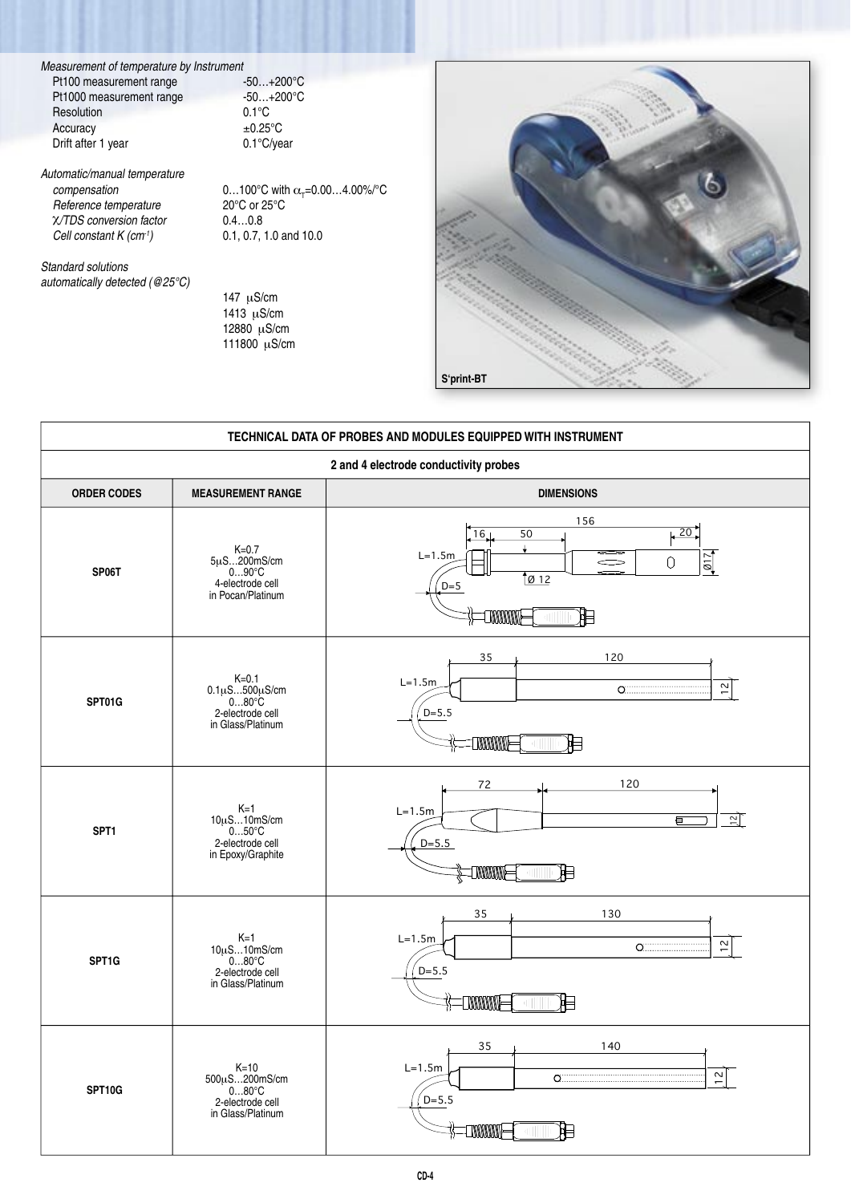*Measurement of temperature by Instrument*

| | |
|---|---|
| Pt100 measurement range | -50…+200°C |
| Pt1000 measurement range | -50…+200°C |
| Resolution | 0.1°C |
| Accuracy | ±0.25°C |
| Drift after 1 year | 0.1°C/year |

*Automatic/manual temperature*

| | |
|---|---|
| *compensation* | 0…100°C with $\alpha_T$=0.00…4.00%/°C |
| *Reference temperature* | 20°C or 25°C |
| *χ/TDS conversion factor* | 0.4…0.8 |
| *Cell constant K (cm⁻¹)* | 0.1, 0.7, 1.0 and 10.0 |

*Standard solutions automatically detected (@25°C)*

147 μS/cm
1413 μS/cm
12880 μS/cm
111800 μS/cm

S'print-BT

## TECHNICAL DATA OF PROBES AND MODULES EQUIPPED WITH INSTRUMENT

### 2 and 4 electrode conductivity probes

| ORDER CODES | MEASUREMENT RANGE | DIMENSIONS |
|---|---|---|
| SP06T | K=0.7<br>5μS…200mS/cm<br>0…90°C<br>4-electrode cell<br>in Pocan/Platinum | 156, 16, 50, 20, L=1.5m, Ø 12, Ø17, D=5 |
| SPT01G | K=0.1<br>0.1μS…500μS/cm<br>0…80°C<br>2-electrode cell<br>in Glass/Platinum | 35, 120, L=1.5m, D=5.5, 12 |
| SPT1 | K=1<br>10μS…10mS/cm<br>0…50°C<br>2-electrode cell<br>in Epoxy/Graphite | 72, 120, L=1.5m, D=5.5, 12 |
| SPT1G | K=1<br>10μS…10mS/cm<br>0…80°C<br>2-electrode cell<br>in Glass/Platinum | 35, 130, L=1.5m, D=5.5, 12 |
| SPT10G | K=10<br>500μS…200mS/cm<br>0…80°C<br>2-electrode cell<br>in Glass/Platinum | 35, 140, L=1.5m, D=5.5, 12 |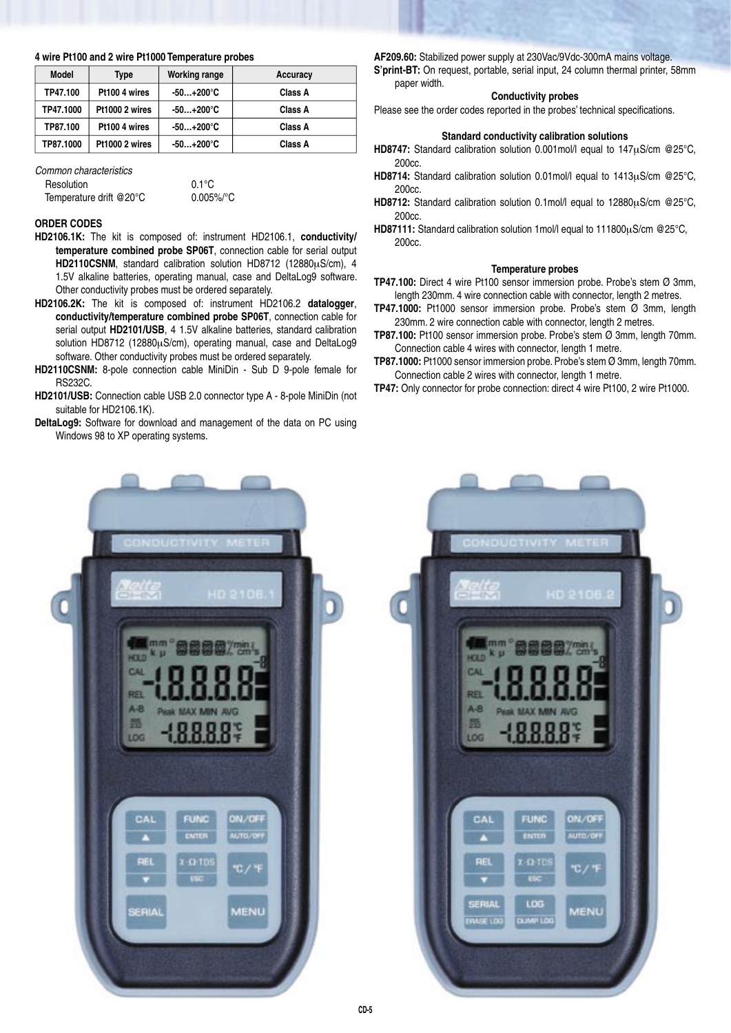**4 wire Pt100 and 2 wire Pt1000 Temperature probes**

| Model | Type | Working range | Accuracy |
|---|---|---|---|
| TP47.100 | Pt100 4 wires | -50…+200°C | Class A |
| TP47.1000 | Pt1000 2 wires | -50…+200°C | Class A |
| TP87.100 | Pt100 4 wires | -50…+200°C | Class A |
| TP87.1000 | Pt1000 2 wires | -50…+200°C | Class A |

*Common characteristics*

Resolution 0.1°C

Temperature drift @20°C 0.005%/°C

**ORDER CODES**

**HD2106.1K:** The kit is composed of: instrument HD2106.1, **conductivity/temperature combined probe SP06T**, connection cable for serial output **HD2110CSNM**, standard calibration solution HD8712 (12880μS/cm), 4 1.5V alkaline batteries, operating manual, case and DeltaLog9 software. Other conductivity probes must be ordered separately.

**HD2106.2K:** The kit is composed of: instrument HD2106.2 **datalogger**, **conductivity/temperature combined probe SP06T**, connection cable for serial output **HD2101/USB**, 4 1.5V alkaline batteries, standard calibration solution HD8712 (12880μS/cm), operating manual, case and DeltaLog9 software. Other conductivity probes must be ordered separately.

**HD2110CSNM:** 8-pole connection cable MiniDin - Sub D 9-pole female for RS232C.

**HD2101/USB:** Connection cable USB 2.0 connector type A - 8-pole MiniDin (not suitable for HD2106.1K).

**DeltaLog9:** Software for download and management of the data on PC using Windows 98 to XP operating systems.

**AF209.60:** Stabilized power supply at 230Vac/9Vdc-300mA mains voltage.

**S'print-BT:** On request, portable, serial input, 24 column thermal printer, 58mm paper width.

**Conductivity probes**

Please see the order codes reported in the probes' technical specifications.

**Standard conductivity calibration solutions**

**HD8747:** Standard calibration solution 0.001mol/l equal to 147μS/cm @25°C, 200cc.

**HD8714:** Standard calibration solution 0.01mol/l equal to 1413μS/cm @25°C, 200cc.

**HD8712:** Standard calibration solution 0.1mol/l equal to 12880μS/cm @25°C, 200cc.

**HD87111:** Standard calibration solution 1mol/l equal to 111800μS/cm @25°C, 200cc.

**Temperature probes**

**TP47.100:** Direct 4 wire Pt100 sensor immersion probe. Probe's stem Ø 3mm, length 230mm. 4 wire connection cable with connector, length 2 metres.

**TP47.1000:** Pt1000 sensor immersion probe. Probe's stem Ø 3mm, length 230mm. 2 wire connection cable with connector, length 2 metres.

**TP87.100:** Pt100 sensor immersion probe. Probe's stem Ø 3mm, length 70mm. Connection cable 4 wires with connector, length 1 metre.

**TP87.1000:** Pt1000 sensor immersion probe. Probe's stem Ø 3mm, length 70mm. Connection cable 2 wires with connector, length 1 metre.

**TP47:** Only connector for probe connection: direct 4 wire Pt100, 2 wire Pt1000.